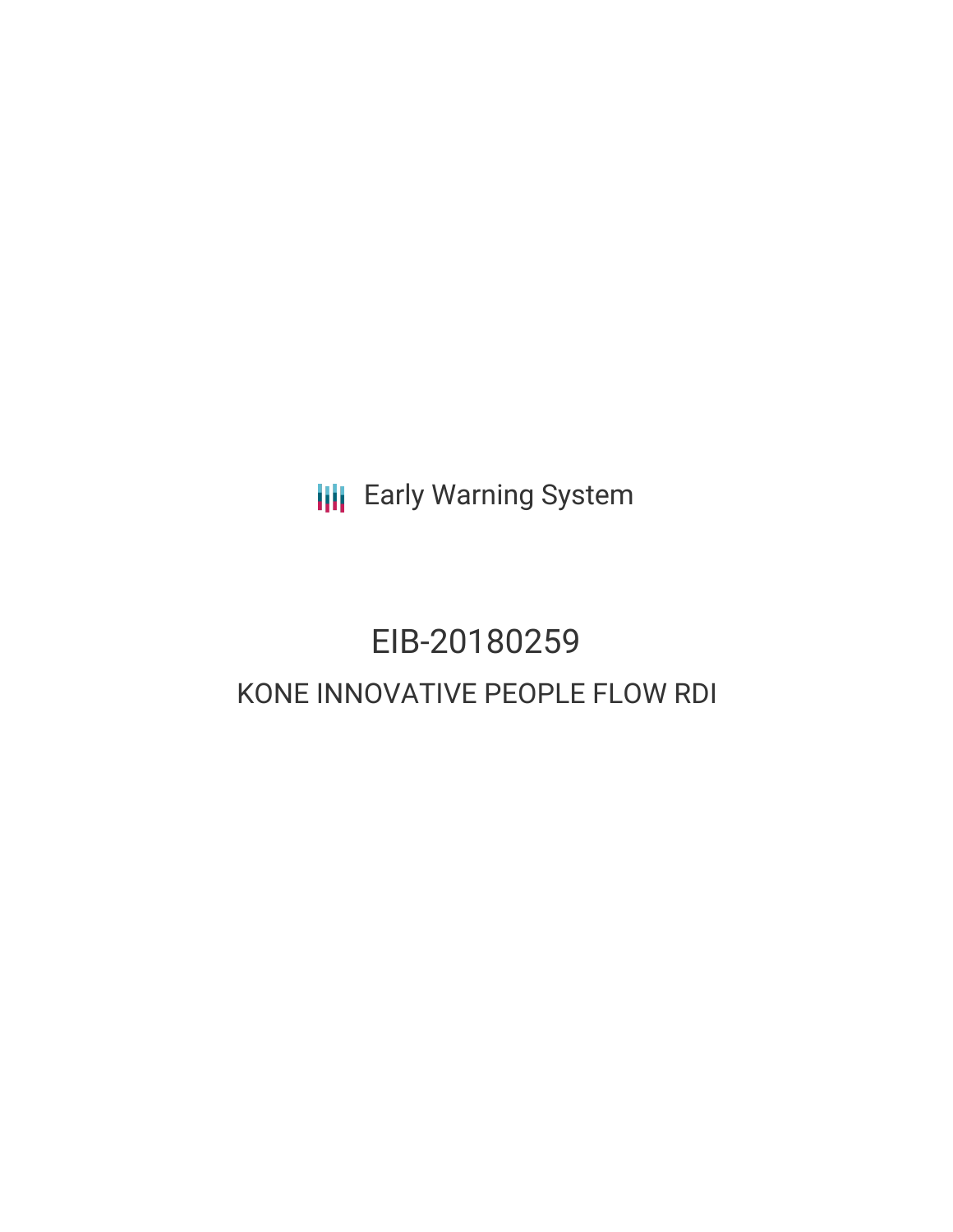Early Warning System

# EIB-20180259

## KONE INNOVATIVE PEOPLE FLOW RDI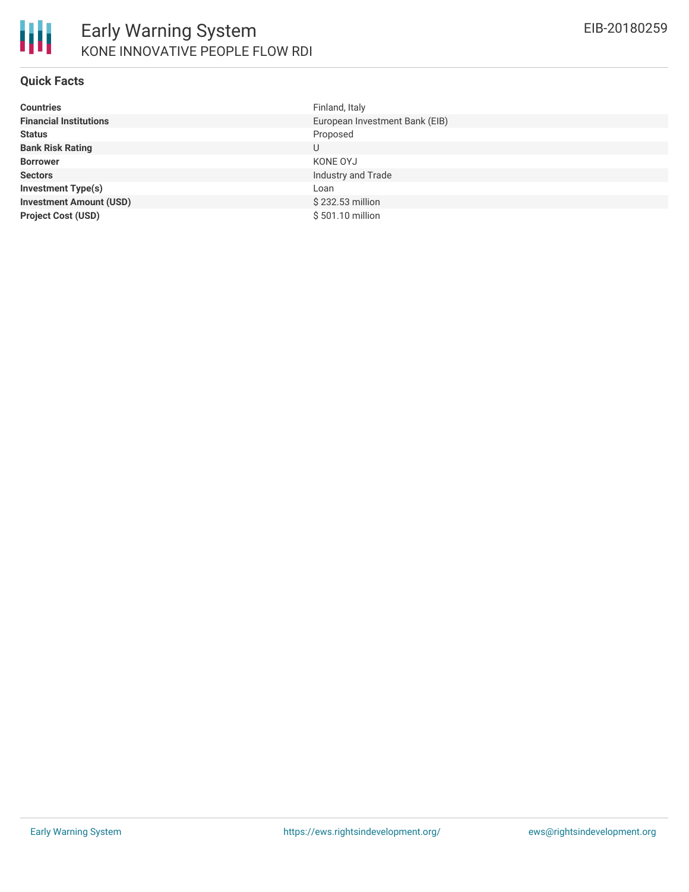# Early Warning System

## KONE INNOVATIVE PEOPLE FLOW RDI

EIB-20180259

### Quick Facts

| | |
|---|---|
| **Countries** | Finland, Italy |
| **Financial Institutions** | European Investment Bank (EIB) |
| **Status** | Proposed |
| **Bank Risk Rating** | U |
| **Borrower** | KONE OYJ |
| **Sectors** | Industry and Trade |
| **Investment Type(s)** | Loan |
| **Investment Amount (USD)** | $ 232.53 million |
| **Project Cost (USD)** | $ 501.10 million |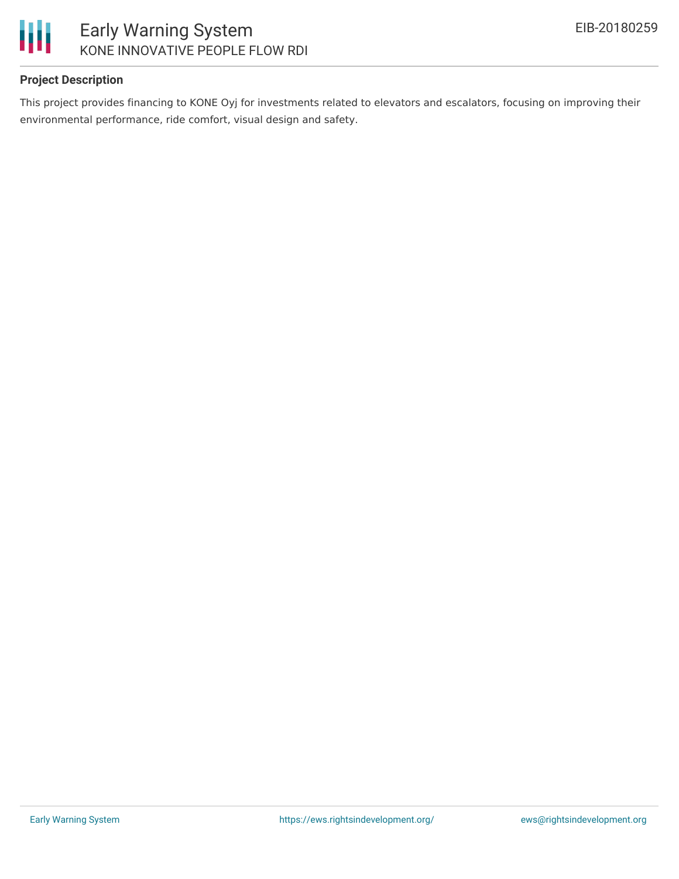**Project Description**

This project provides financing to KONE Oyj for investments related to elevators and escalators, focusing on improving their environmental performance, ride comfort, visual design and safety.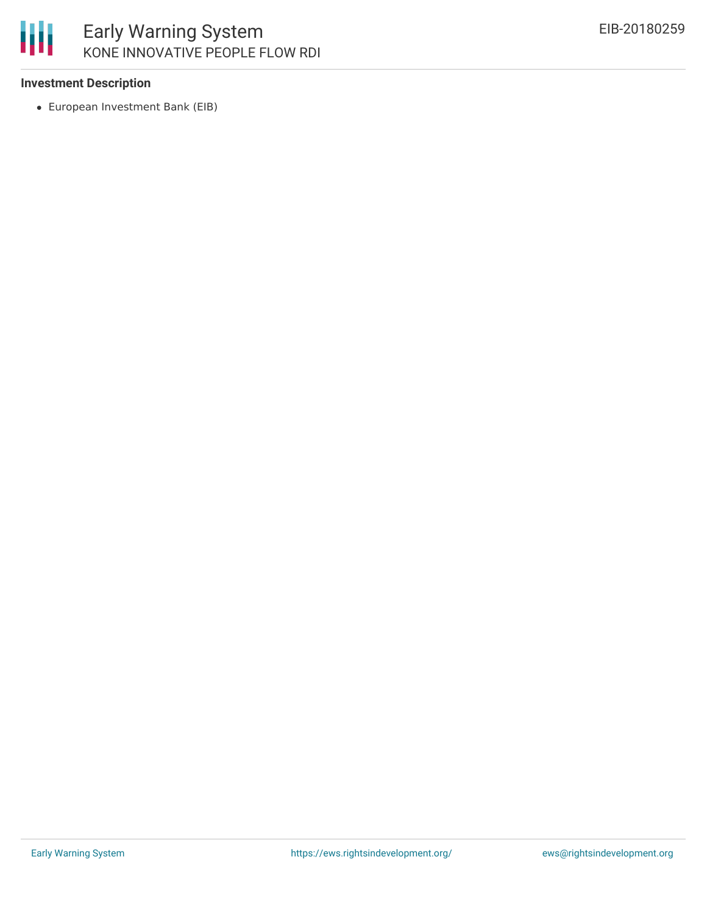**Investment Description**

- European Investment Bank (EIB)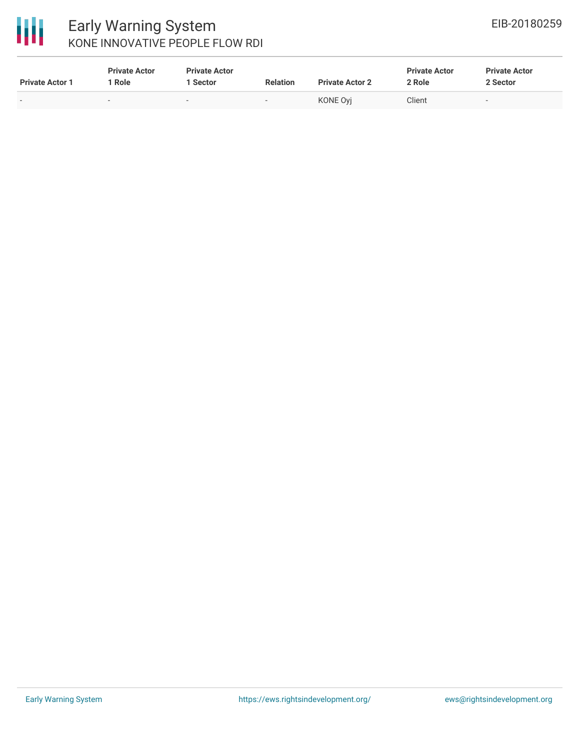| Private Actor 1 | Private Actor 1 Role | Private Actor 1 Sector | Relation | Private Actor 2 | Private Actor 2 Role | Private Actor 2 Sector |
|---|---|---|---|---|---|---|
| - | - | - | - | KONE Oyj | Client | - |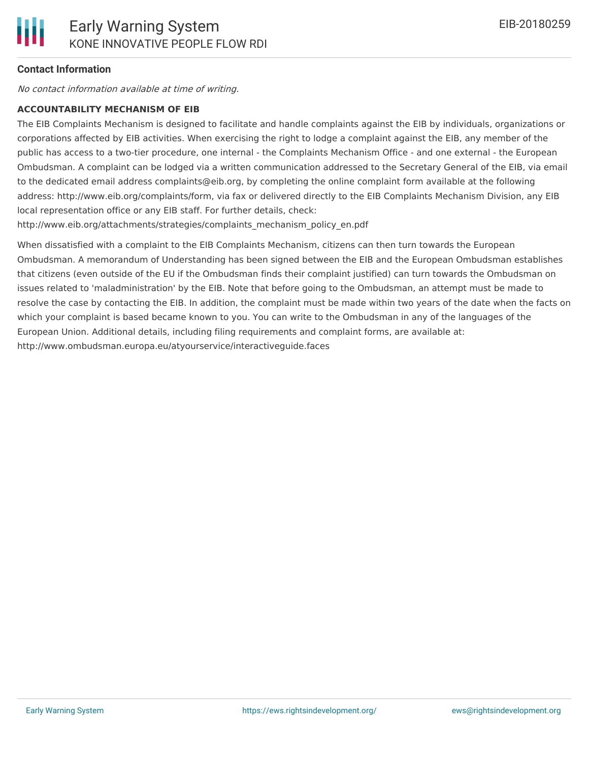#### Contact Information

*No contact information available at time of writing.*

**ACCOUNTABILITY MECHANISM OF EIB**

The EIB Complaints Mechanism is designed to facilitate and handle complaints against the EIB by individuals, organizations or corporations affected by EIB activities. When exercising the right to lodge a complaint against the EIB, any member of the public has access to a two-tier procedure, one internal - the Complaints Mechanism Office - and one external - the European Ombudsman. A complaint can be lodged via a written communication addressed to the Secretary General of the EIB, via email to the dedicated email address complaints@eib.org, by completing the online complaint form available at the following address: http://www.eib.org/complaints/form, via fax or delivered directly to the EIB Complaints Mechanism Division, any EIB local representation office or any EIB staff. For further details, check: http://www.eib.org/attachments/strategies/complaints_mechanism_policy_en.pdf

When dissatisfied with a complaint to the EIB Complaints Mechanism, citizens can then turn towards the European Ombudsman. A memorandum of Understanding has been signed between the EIB and the European Ombudsman establishes that citizens (even outside of the EU if the Ombudsman finds their complaint justified) can turn towards the Ombudsman on issues related to 'maladministration' by the EIB. Note that before going to the Ombudsman, an attempt must be made to resolve the case by contacting the EIB. In addition, the complaint must be made within two years of the date when the facts on which your complaint is based became known to you. You can write to the Ombudsman in any of the languages of the European Union. Additional details, including filing requirements and complaint forms, are available at: http://www.ombudsman.europa.eu/atyourservice/interactiveguide.faces